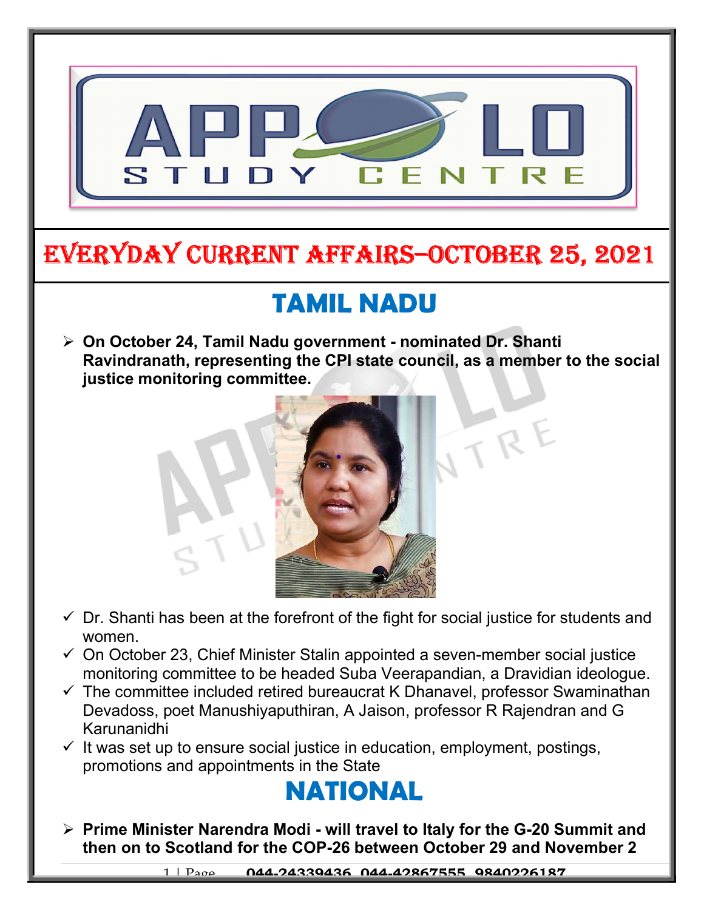# EVERYDAY CURRENT AFFAIRS–OCTOBER 25, 2021

## TAMIL NADU

- **On October 24, Tamil Nadu government - nominated Dr. Shanti Ravindranath, representing the CPI state council, as a member to the social justice monitoring committee.**

  - ✓ Dr. Shanti has been at the forefront of the fight for social justice for students and women.
  - ✓ On October 23, Chief Minister Stalin appointed a seven-member social justice monitoring committee to be headed Suba Veerapandian, a Dravidian ideologue.
  - ✓ The committee included retired bureaucrat K Dhanavel, professor Swaminathan Devadoss, poet Manushiyaputhiran, A Jaison, professor R Rajendran and G Karunanidhi
  - ✓ It was set up to ensure social justice in education, employment, postings, promotions and appointments in the State

## NATIONAL

- **Prime Minister Narendra Modi - will travel to Italy for the G-20 Summit and then on to Scotland for the COP-26 between October 29 and November 2**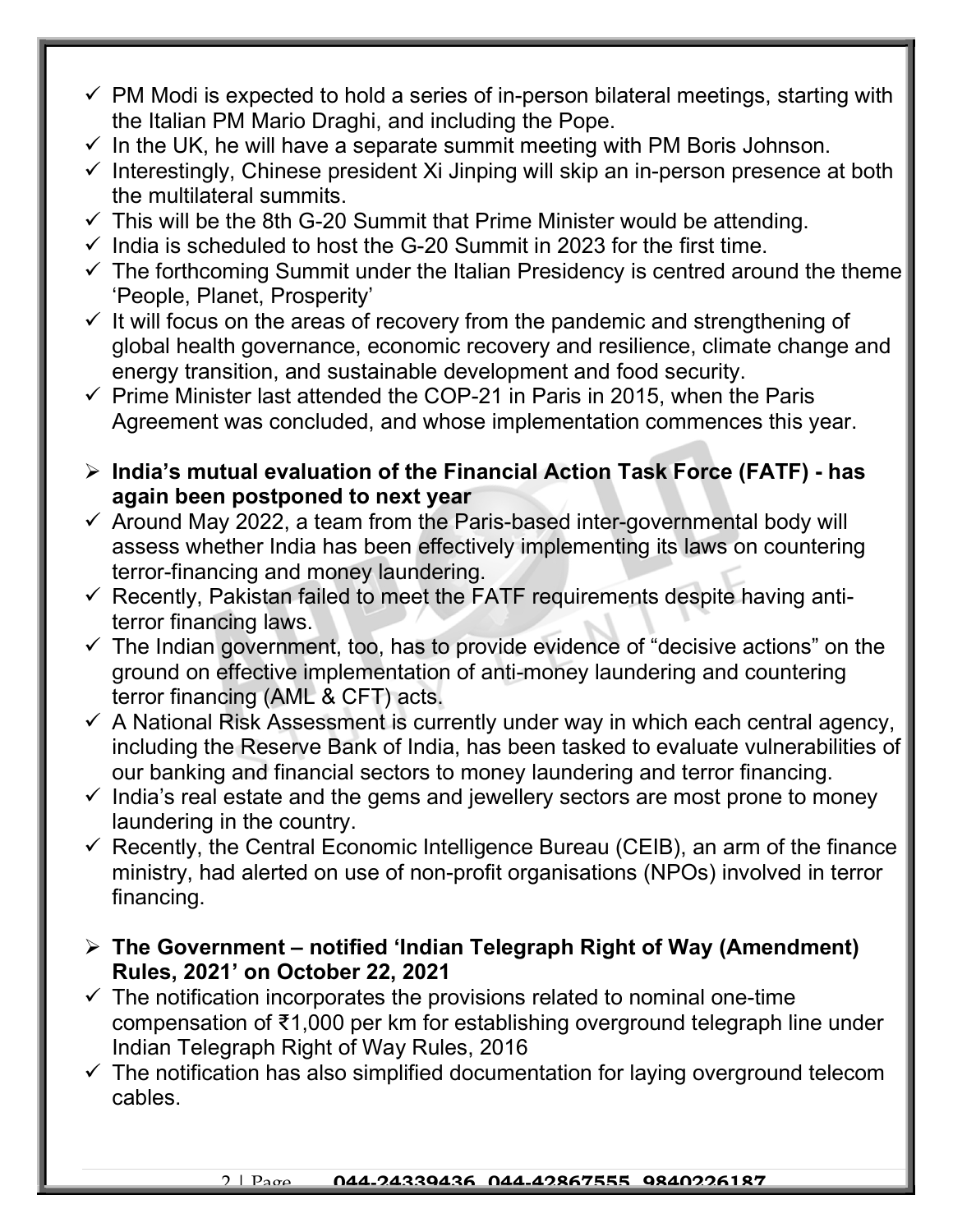- ✓ PM Modi is expected to hold a series of in-person bilateral meetings, starting with the Italian PM Mario Draghi, and including the Pope.
- ✓ In the UK, he will have a separate summit meeting with PM Boris Johnson.
- ✓ Interestingly, Chinese president Xi Jinping will skip an in-person presence at both the multilateral summits.
- ✓ This will be the 8th G-20 Summit that Prime Minister would be attending.
- ✓ India is scheduled to host the G-20 Summit in 2023 for the first time.
- ✓ The forthcoming Summit under the Italian Presidency is centred around the theme 'People, Planet, Prosperity'
- ✓ It will focus on the areas of recovery from the pandemic and strengthening of global health governance, economic recovery and resilience, climate change and energy transition, and sustainable development and food security.
- ✓ Prime Minister last attended the COP-21 in Paris in 2015, when the Paris Agreement was concluded, and whose implementation commences this year.

## ➢ India's mutual evaluation of the Financial Action Task Force (FATF) - has again been postponed to next year

- ✓ Around May 2022, a team from the Paris-based inter-governmental body will assess whether India has been effectively implementing its laws on countering terror-financing and money laundering.
- ✓ Recently, Pakistan failed to meet the FATF requirements despite having anti-terror financing laws.
- ✓ The Indian government, too, has to provide evidence of "decisive actions" on the ground on effective implementation of anti-money laundering and countering terror financing (AML & CFT) acts.
- ✓ A National Risk Assessment is currently under way in which each central agency, including the Reserve Bank of India, has been tasked to evaluate vulnerabilities of our banking and financial sectors to money laundering and terror financing.
- ✓ India's real estate and the gems and jewellery sectors are most prone to money laundering in the country.
- ✓ Recently, the Central Economic Intelligence Bureau (CEIB), an arm of the finance ministry, had alerted on use of non-profit organisations (NPOs) involved in terror financing.

## ➢ The Government – notified 'Indian Telegraph Right of Way (Amendment) Rules, 2021' on October 22, 2021

- ✓ The notification incorporates the provisions related to nominal one-time compensation of ₹1,000 per km for establishing overground telegraph line under Indian Telegraph Right of Way Rules, 2016
- ✓ The notification has also simplified documentation for laying overground telecom cables.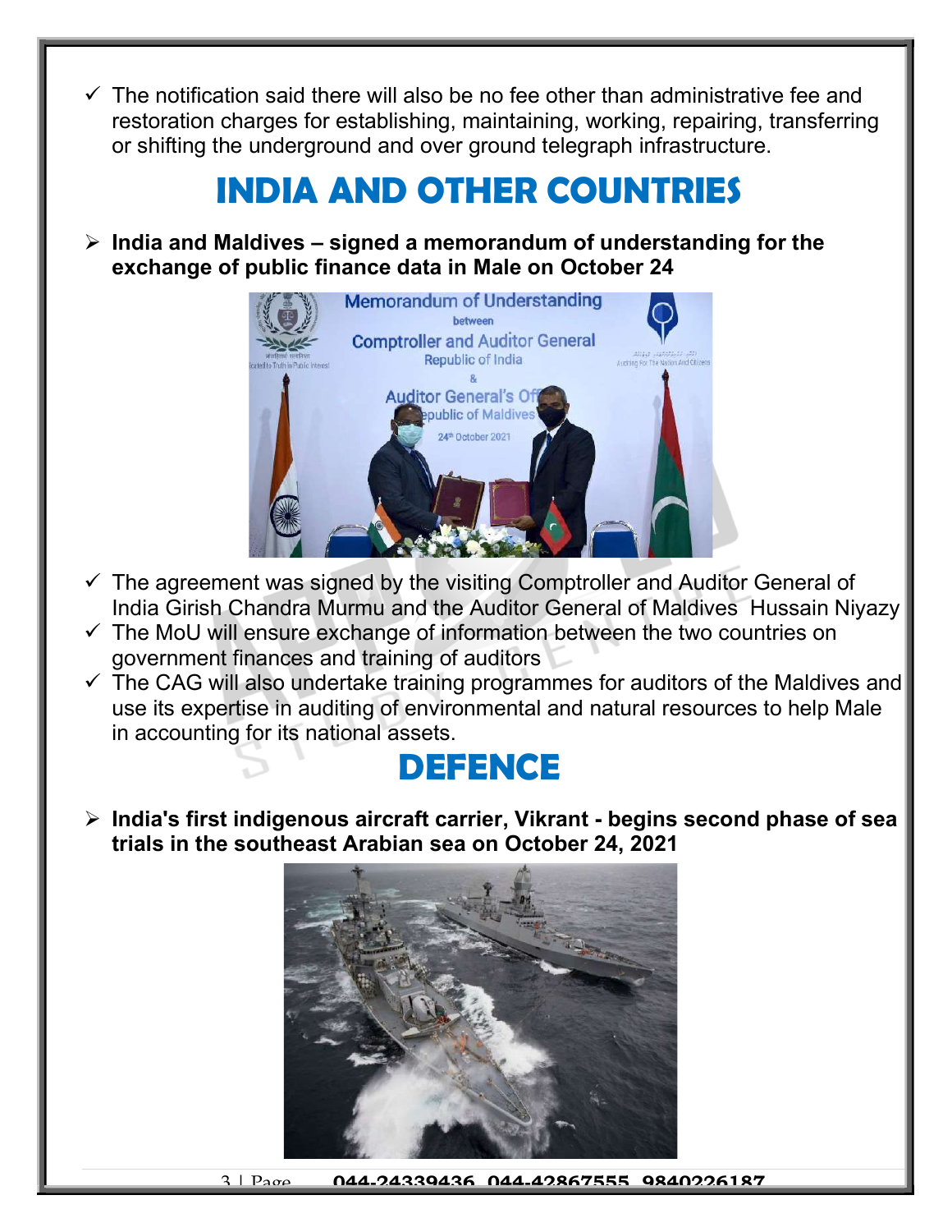- ✓ The notification said there will also be no fee other than administrative fee and restoration charges for establishing, maintaining, working, repairing, transferring or shifting the underground and over ground telegraph infrastructure.

# INDIA AND OTHER COUNTRIES

- **India and Maldives – signed a memorandum of understanding for the exchange of public finance data in Male on October 24**

- ✓ The agreement was signed by the visiting Comptroller and Auditor General of India Girish Chandra Murmu and the Auditor General of Maldives Hussain Niyazy
- ✓ The MoU will ensure exchange of information between the two countries on government finances and training of auditors
- ✓ The CAG will also undertake training programmes for auditors of the Maldives and use its expertise in auditing of environmental and natural resources to help Male in accounting for its national assets.

# DEFENCE

- **India's first indigenous aircraft carrier, Vikrant - begins second phase of sea trials in the southeast Arabian sea on October 24, 2021**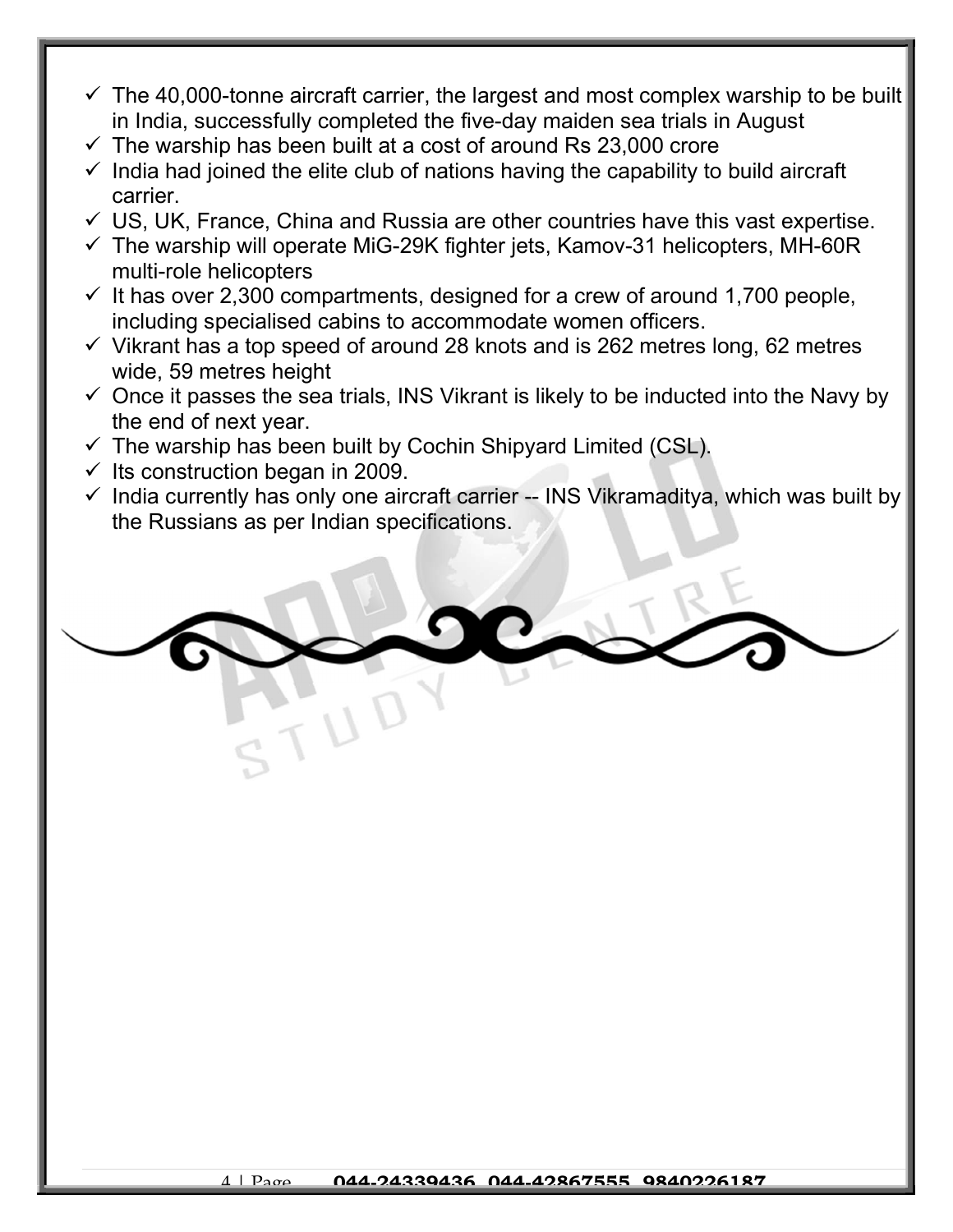- ✓ The 40,000-tonne aircraft carrier, the largest and most complex warship to be built in India, successfully completed the five-day maiden sea trials in August
- ✓ The warship has been built at a cost of around Rs 23,000 crore
- ✓ India had joined the elite club of nations having the capability to build aircraft carrier.
- ✓ US, UK, France, China and Russia are other countries have this vast expertise.
- ✓ The warship will operate MiG-29K fighter jets, Kamov-31 helicopters, MH-60R multi-role helicopters
- ✓ It has over 2,300 compartments, designed for a crew of around 1,700 people, including specialised cabins to accommodate women officers.
- ✓ Vikrant has a top speed of around 28 knots and is 262 metres long, 62 metres wide, 59 metres height
- ✓ Once it passes the sea trials, INS Vikrant is likely to be inducted into the Navy by the end of next year.
- ✓ The warship has been built by Cochin Shipyard Limited (CSL).
- ✓ Its construction began in 2009.
- ✓ India currently has only one aircraft carrier -- INS Vikramaditya, which was built by the Russians as per Indian specifications.